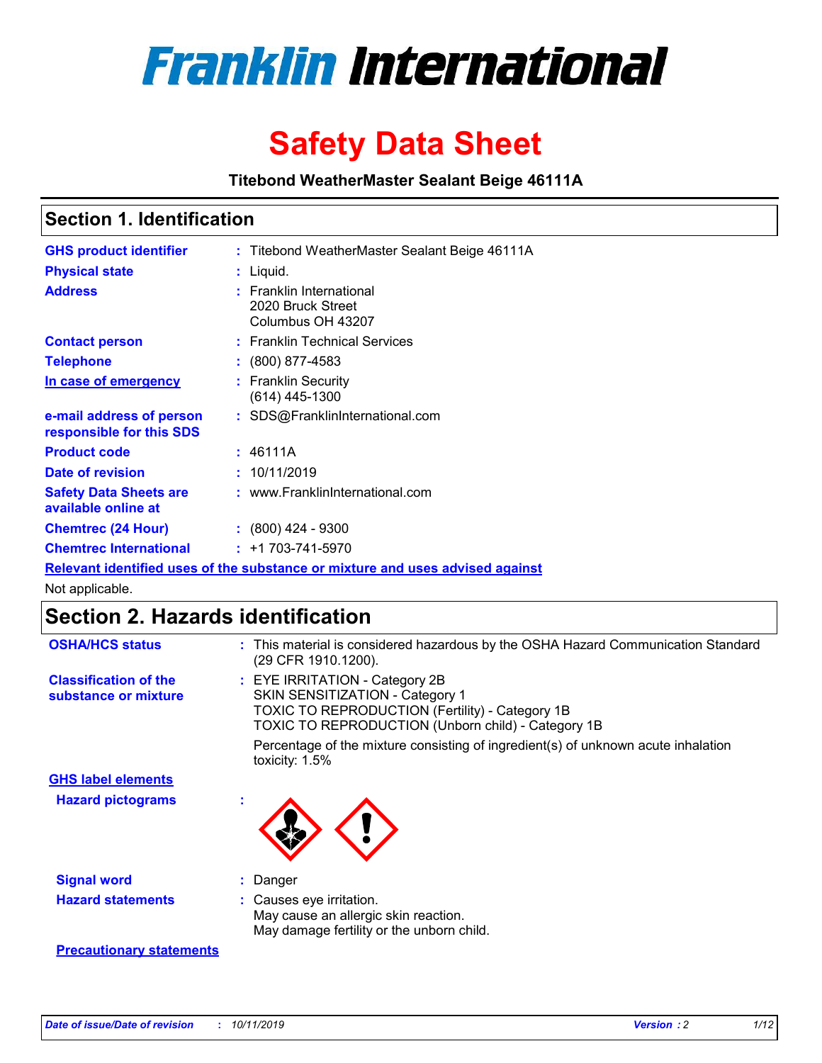# Franklin International

# Safety Data Sheet

**Titebond WeatherMaster Sealant Beige 46111A**

## Section 1. Identification

| | |
|---|---|
| **GHS product identifier** | : Titebond WeatherMaster Sealant Beige 46111A |
| **Physical state** | : Liquid. |
| **Address** | : Franklin International<br>2020 Bruck Street<br>Columbus OH 43207 |
| **Contact person** | : Franklin Technical Services |
| **Telephone** | : (800) 877-4583 |
| **In case of emergency** | : Franklin Security<br>(614) 445-1300 |
| **e-mail address of person responsible for this SDS** | : SDS@FranklinInternational.com |
| **Product code** | : 46111A |
| **Date of revision** | : 10/11/2019 |
| **Safety Data Sheets are available online at** | : www.FranklinInternational.com |
| **Chemtrec (24 Hour)** | : (800) 424 - 9300 |
| **Chemtrec International** | : +1 703-741-5970 |

**Relevant identified uses of the substance or mixture and uses advised against**

Not applicable.

## Section 2. Hazards identification

| | |
|---|---|
| **OSHA/HCS status** | : This material is considered hazardous by the OSHA Hazard Communication Standard (29 CFR 1910.1200). |
| **Classification of the substance or mixture** | : EYE IRRITATION - Category 2B<br>SKIN SENSITIZATION - Category 1<br>TOXIC TO REPRODUCTION (Fertility) - Category 1B<br>TOXIC TO REPRODUCTION (Unborn child) - Category 1B<br><br>Percentage of the mixture consisting of ingredient(s) of unknown acute inhalation toxicity: 1.5% |

**GHS label elements**

| | |
|---|---|
| **Hazard pictograms** | : |
| **Signal word** | : Danger |
| **Hazard statements** | : Causes eye irritation.<br>May cause an allergic skin reaction.<br>May damage fertility or the unborn child. |

**Precautionary statements**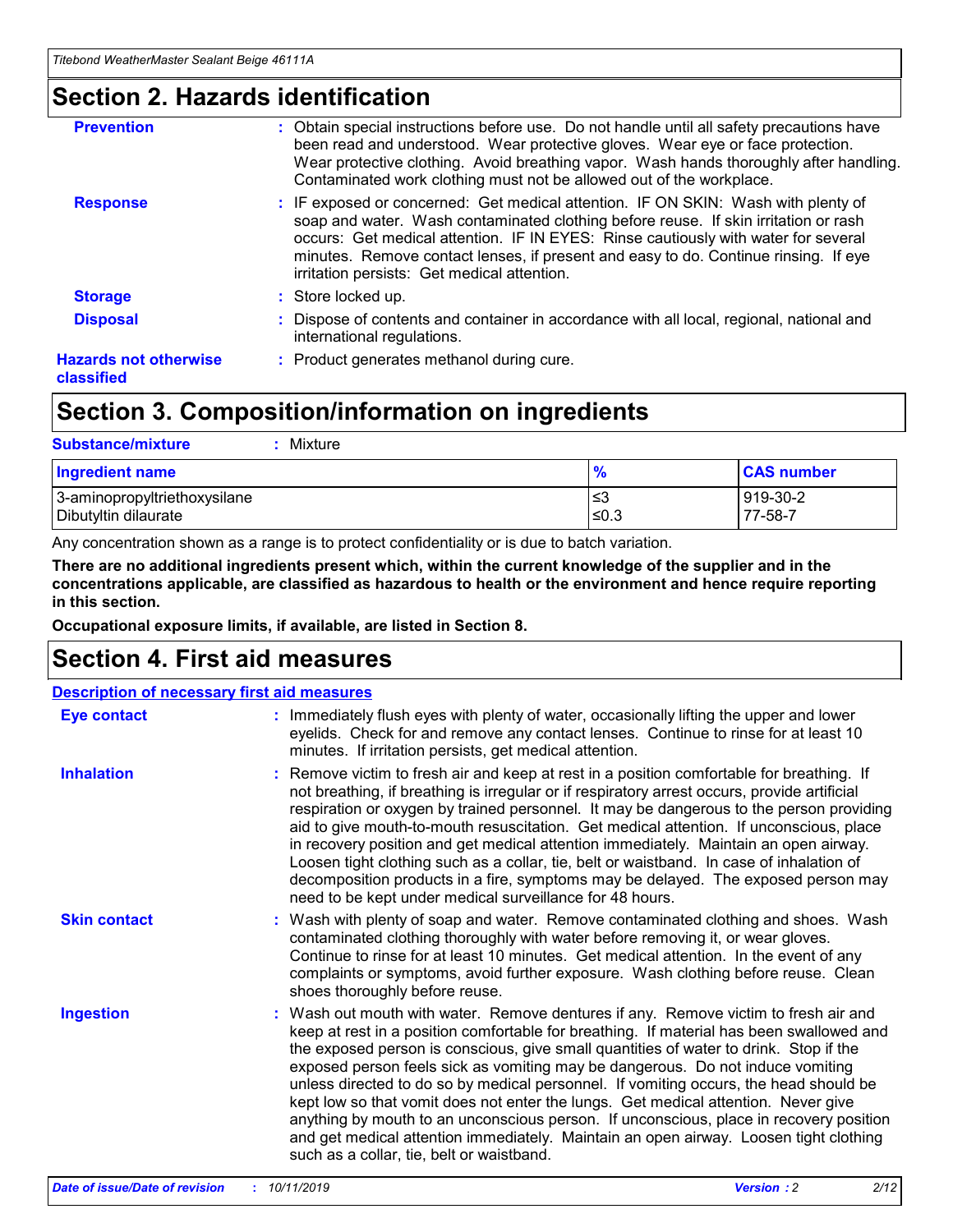## Section 2. Hazards identification

| | |
|---|---|
| **Prevention** | : Obtain special instructions before use. Do not handle until all safety precautions have been read and understood. Wear protective gloves. Wear eye or face protection. Wear protective clothing. Avoid breathing vapor. Wash hands thoroughly after handling. Contaminated work clothing must not be allowed out of the workplace. |
| **Response** | : IF exposed or concerned: Get medical attention. IF ON SKIN: Wash with plenty of soap and water. Wash contaminated clothing before reuse. If skin irritation or rash occurs: Get medical attention. IF IN EYES: Rinse cautiously with water for several minutes. Remove contact lenses, if present and easy to do. Continue rinsing. If eye irritation persists: Get medical attention. |
| **Storage** | : Store locked up. |
| **Disposal** | : Dispose of contents and container in accordance with all local, regional, national and international regulations. |
| **Hazards not otherwise classified** | : Product generates methanol during cure. |

## Section 3. Composition/information on ingredients

**Substance/mixture** : Mixture

| Ingredient name | % | CAS number |
|---|---|---|
| 3-aminopropyltriethoxysilane | ≤3 | 919-30-2 |
| Dibutyltin dilaurate | ≤0.3 | 77-58-7 |

Any concentration shown as a range is to protect confidentiality or is due to batch variation.

**There are no additional ingredients present which, within the current knowledge of the supplier and in the concentrations applicable, are classified as hazardous to health or the environment and hence require reporting in this section.**

**Occupational exposure limits, if available, are listed in Section 8.**

## Section 4. First aid measures

**Description of necessary first aid measures**

| | |
|---|---|
| **Eye contact** | : Immediately flush eyes with plenty of water, occasionally lifting the upper and lower eyelids. Check for and remove any contact lenses. Continue to rinse for at least 10 minutes. If irritation persists, get medical attention. |
| **Inhalation** | : Remove victim to fresh air and keep at rest in a position comfortable for breathing. If not breathing, if breathing is irregular or if respiratory arrest occurs, provide artificial respiration or oxygen by trained personnel. It may be dangerous to the person providing aid to give mouth-to-mouth resuscitation. Get medical attention. If unconscious, place in recovery position and get medical attention immediately. Maintain an open airway. Loosen tight clothing such as a collar, tie, belt or waistband. In case of inhalation of decomposition products in a fire, symptoms may be delayed. The exposed person may need to be kept under medical surveillance for 48 hours. |
| **Skin contact** | : Wash with plenty of soap and water. Remove contaminated clothing and shoes. Wash contaminated clothing thoroughly with water before removing it, or wear gloves. Continue to rinse for at least 10 minutes. Get medical attention. In the event of any complaints or symptoms, avoid further exposure. Wash clothing before reuse. Clean shoes thoroughly before reuse. |
| **Ingestion** | : Wash out mouth with water. Remove dentures if any. Remove victim to fresh air and keep at rest in a position comfortable for breathing. If material has been swallowed and the exposed person is conscious, give small quantities of water to drink. Stop if the exposed person feels sick as vomiting may be dangerous. Do not induce vomiting unless directed to do so by medical personnel. If vomiting occurs, the head should be kept low so that vomit does not enter the lungs. Get medical attention. Never give anything by mouth to an unconscious person. If unconscious, place in recovery position and get medical attention immediately. Maintain an open airway. Loosen tight clothing such as a collar, tie, belt or waistband. |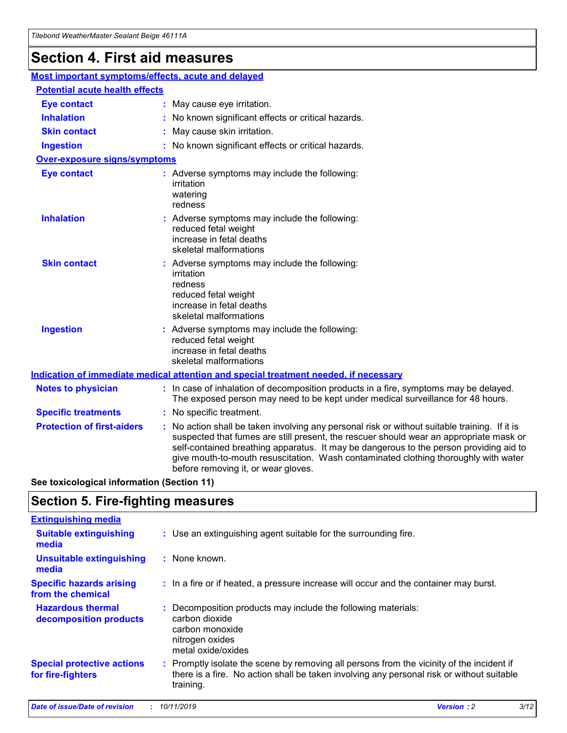# Section 4. First aid measures

## Most important symptoms/effects, acute and delayed

### Potential acute health effects

| | |
|---|---|
| **Eye contact** | : May cause eye irritation. |
| **Inhalation** | : No known significant effects or critical hazards. |
| **Skin contact** | : May cause skin irritation. |
| **Ingestion** | : No known significant effects or critical hazards. |

### Over-exposure signs/symptoms

| | |
|---|---|
| **Eye contact** | : Adverse symptoms may include the following: irritation watering redness |
| **Inhalation** | : Adverse symptoms may include the following: reduced fetal weight increase in fetal deaths skeletal malformations |
| **Skin contact** | : Adverse symptoms may include the following: irritation redness reduced fetal weight increase in fetal deaths skeletal malformations |
| **Ingestion** | : Adverse symptoms may include the following: reduced fetal weight increase in fetal deaths skeletal malformations |

## Indication of immediate medical attention and special treatment needed, if necessary

| | |
|---|---|
| **Notes to physician** | : In case of inhalation of decomposition products in a fire, symptoms may be delayed. The exposed person may need to be kept under medical surveillance for 48 hours. |
| **Specific treatments** | : No specific treatment. |
| **Protection of first-aiders** | : No action shall be taken involving any personal risk or without suitable training. If it is suspected that fumes are still present, the rescuer should wear an appropriate mask or self-contained breathing apparatus. It may be dangerous to the person providing aid to give mouth-to-mouth resuscitation. Wash contaminated clothing thoroughly with water before removing it, or wear gloves. |

**See toxicological information (Section 11)**

# Section 5. Fire-fighting measures

## Extinguishing media

| | |
|---|---|
| **Suitable extinguishing media** | : Use an extinguishing agent suitable for the surrounding fire. |
| **Unsuitable extinguishing media** | : None known. |
| **Specific hazards arising from the chemical** | : In a fire or if heated, a pressure increase will occur and the container may burst. |
| **Hazardous thermal decomposition products** | : Decomposition products may include the following materials: carbon dioxide carbon monoxide nitrogen oxides metal oxide/oxides |
| **Special protective actions for fire-fighters** | : Promptly isolate the scene by removing all persons from the vicinity of the incident if there is a fire. No action shall be taken involving any personal risk or without suitable training. |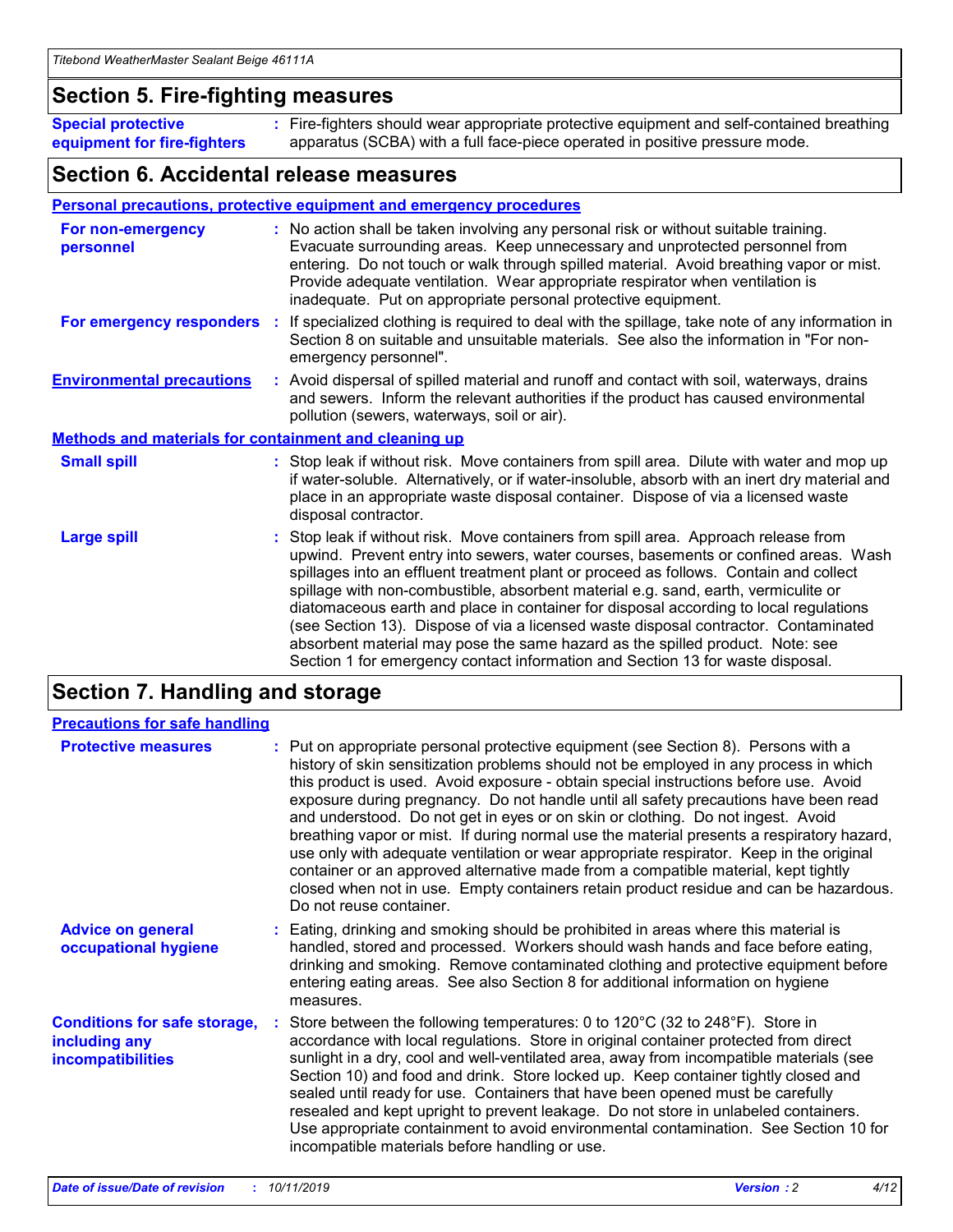## Section 5. Fire-fighting measures

**Special protective equipment for fire-fighters** : Fire-fighters should wear appropriate protective equipment and self-contained breathing apparatus (SCBA) with a full face-piece operated in positive pressure mode.

## Section 6. Accidental release measures

### Personal precautions, protective equipment and emergency procedures

**For non-emergency personnel** : No action shall be taken involving any personal risk or without suitable training. Evacuate surrounding areas. Keep unnecessary and unprotected personnel from entering. Do not touch or walk through spilled material. Avoid breathing vapor or mist. Provide adequate ventilation. Wear appropriate respirator when ventilation is inadequate. Put on appropriate personal protective equipment.

**For emergency responders** : If specialized clothing is required to deal with the spillage, take note of any information in Section 8 on suitable and unsuitable materials. See also the information in "For non-emergency personnel".

**Environmental precautions** : Avoid dispersal of spilled material and runoff and contact with soil, waterways, drains and sewers. Inform the relevant authorities if the product has caused environmental pollution (sewers, waterways, soil or air).

### Methods and materials for containment and cleaning up

**Small spill** : Stop leak if without risk. Move containers from spill area. Dilute with water and mop up if water-soluble. Alternatively, or if water-insoluble, absorb with an inert dry material and place in an appropriate waste disposal container. Dispose of via a licensed waste disposal contractor.

**Large spill** : Stop leak if without risk. Move containers from spill area. Approach release from upwind. Prevent entry into sewers, water courses, basements or confined areas. Wash spillages into an effluent treatment plant or proceed as follows. Contain and collect spillage with non-combustible, absorbent material e.g. sand, earth, vermiculite or diatomaceous earth and place in container for disposal according to local regulations (see Section 13). Dispose of via a licensed waste disposal contractor. Contaminated absorbent material may pose the same hazard as the spilled product. Note: see Section 1 for emergency contact information and Section 13 for waste disposal.

## Section 7. Handling and storage

### Precautions for safe handling

**Protective measures** : Put on appropriate personal protective equipment (see Section 8). Persons with a history of skin sensitization problems should not be employed in any process in which this product is used. Avoid exposure - obtain special instructions before use. Avoid exposure during pregnancy. Do not handle until all safety precautions have been read and understood. Do not get in eyes or on skin or clothing. Do not ingest. Avoid breathing vapor or mist. If during normal use the material presents a respiratory hazard, use only with adequate ventilation or wear appropriate respirator. Keep in the original container or an approved alternative made from a compatible material, kept tightly closed when not in use. Empty containers retain product residue and can be hazardous. Do not reuse container.

**Advice on general occupational hygiene** : Eating, drinking and smoking should be prohibited in areas where this material is handled, stored and processed. Workers should wash hands and face before eating, drinking and smoking. Remove contaminated clothing and protective equipment before entering eating areas. See also Section 8 for additional information on hygiene measures.

**Conditions for safe storage, including any incompatibilities** : Store between the following temperatures: 0 to 120°C (32 to 248°F). Store in accordance with local regulations. Store in original container protected from direct sunlight in a dry, cool and well-ventilated area, away from incompatible materials (see Section 10) and food and drink. Store locked up. Keep container tightly closed and sealed until ready for use. Containers that have been opened must be carefully resealed and kept upright to prevent leakage. Do not store in unlabeled containers. Use appropriate containment to avoid environmental contamination. See Section 10 for incompatible materials before handling or use.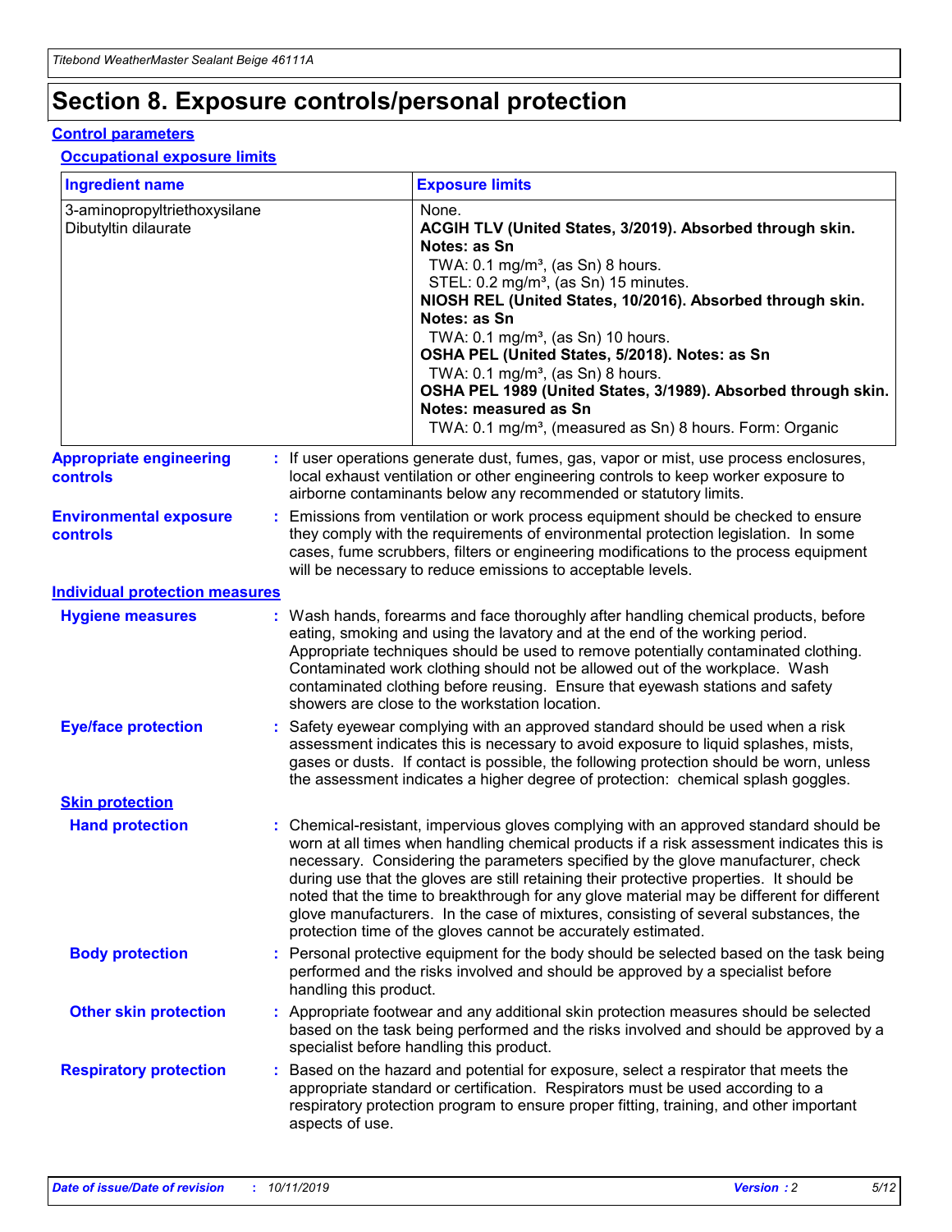# Section 8. Exposure controls/personal protection

## Control parameters

### Occupational exposure limits

| Ingredient name | Exposure limits |
| --- | --- |
| 3-aminopropyltriethoxysilane<br>Dibutyltin dilaurate | None.<br>**ACGIH TLV (United States, 3/2019). Absorbed through skin. Notes: as Sn**<br>TWA: 0.1 mg/m³, (as Sn) 8 hours.<br>STEL: 0.2 mg/m³, (as Sn) 15 minutes.<br>**NIOSH REL (United States, 10/2016). Absorbed through skin. Notes: as Sn**<br>TWA: 0.1 mg/m³, (as Sn) 10 hours.<br>**OSHA PEL (United States, 5/2018). Notes: as Sn**<br>TWA: 0.1 mg/m³, (as Sn) 8 hours.<br>**OSHA PEL 1989 (United States, 3/1989). Absorbed through skin. Notes: measured as Sn**<br>TWA: 0.1 mg/m³, (measured as Sn) 8 hours. Form: Organic |

**Appropriate engineering controls** : If user operations generate dust, fumes, gas, vapor or mist, use process enclosures, local exhaust ventilation or other engineering controls to keep worker exposure to airborne contaminants below any recommended or statutory limits.

**Environmental exposure controls** : Emissions from ventilation or work process equipment should be checked to ensure they comply with the requirements of environmental protection legislation. In some cases, fume scrubbers, filters or engineering modifications to the process equipment will be necessary to reduce emissions to acceptable levels.

## Individual protection measures

**Hygiene measures** : Wash hands, forearms and face thoroughly after handling chemical products, before eating, smoking and using the lavatory and at the end of the working period. Appropriate techniques should be used to remove potentially contaminated clothing. Contaminated work clothing should not be allowed out of the workplace. Wash contaminated clothing before reusing. Ensure that eyewash stations and safety showers are close to the workstation location.

**Eye/face protection** : Safety eyewear complying with an approved standard should be used when a risk assessment indicates this is necessary to avoid exposure to liquid splashes, mists, gases or dusts. If contact is possible, the following protection should be worn, unless the assessment indicates a higher degree of protection: chemical splash goggles.

### Skin protection

**Hand protection** : Chemical-resistant, impervious gloves complying with an approved standard should be worn at all times when handling chemical products if a risk assessment indicates this is necessary. Considering the parameters specified by the glove manufacturer, check during use that the gloves are still retaining their protective properties. It should be noted that the time to breakthrough for any glove material may be different for different glove manufacturers. In the case of mixtures, consisting of several substances, the protection time of the gloves cannot be accurately estimated.

**Body protection** : Personal protective equipment for the body should be selected based on the task being performed and the risks involved and should be approved by a specialist before handling this product.

**Other skin protection** : Appropriate footwear and any additional skin protection measures should be selected based on the task being performed and the risks involved and should be approved by a specialist before handling this product.

**Respiratory protection** : Based on the hazard and potential for exposure, select a respirator that meets the appropriate standard or certification. Respirators must be used according to a respiratory protection program to ensure proper fitting, training, and other important aspects of use.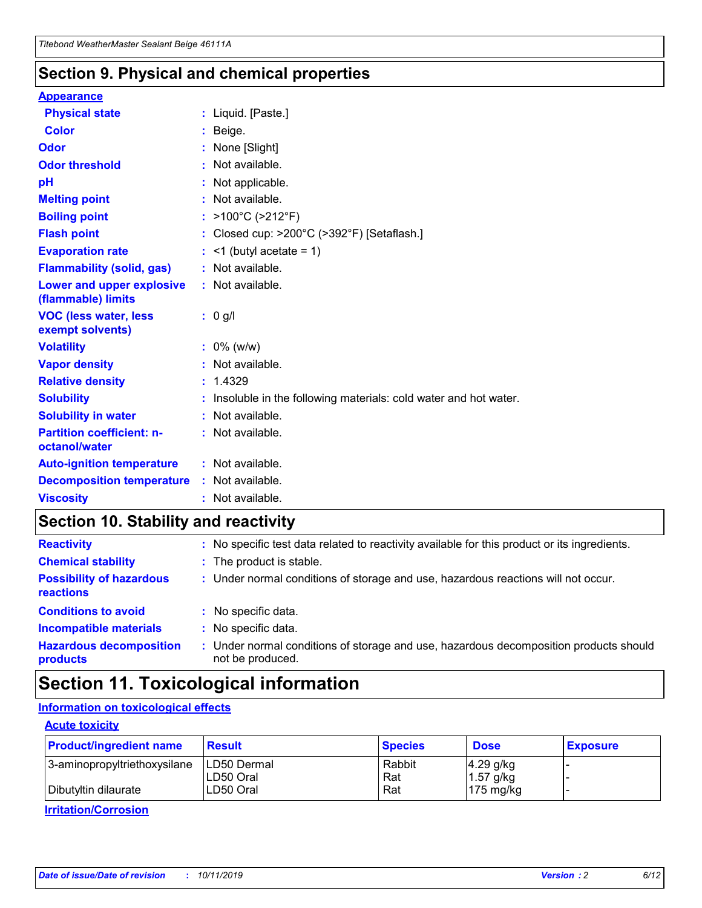## Section 9. Physical and chemical properties

### Appearance

| | |
|---|---|
| **Physical state** | : Liquid. [Paste.] |
| **Color** | : Beige. |
| **Odor** | : None [Slight] |
| **Odor threshold** | : Not available. |
| **pH** | : Not applicable. |
| **Melting point** | : Not available. |
| **Boiling point** | : >100°C (>212°F) |
| **Flash point** | : Closed cup: >200°C (>392°F) [Setaflash.] |
| **Evaporation rate** | : <1 (butyl acetate = 1) |
| **Flammability (solid, gas)** | : Not available. |
| **Lower and upper explosive (flammable) limits** | : Not available. |
| **VOC (less water, less exempt solvents)** | : 0 g/l |
| **Volatility** | : 0% (w/w) |
| **Vapor density** | : Not available. |
| **Relative density** | : 1.4329 |
| **Solubility** | : Insoluble in the following materials: cold water and hot water. |
| **Solubility in water** | : Not available. |
| **Partition coefficient: n-octanol/water** | : Not available. |
| **Auto-ignition temperature** | : Not available. |
| **Decomposition temperature** | : Not available. |
| **Viscosity** | : Not available. |

## Section 10. Stability and reactivity

| | |
|---|---|
| **Reactivity** | : No specific test data related to reactivity available for this product or its ingredients. |
| **Chemical stability** | : The product is stable. |
| **Possibility of hazardous reactions** | : Under normal conditions of storage and use, hazardous reactions will not occur. |
| **Conditions to avoid** | : No specific data. |
| **Incompatible materials** | : No specific data. |
| **Hazardous decomposition products** | : Under normal conditions of storage and use, hazardous decomposition products should not be produced. |

## Section 11. Toxicological information

### Information on toxicological effects

#### Acute toxicity

| Product/ingredient name | Result | Species | Dose | Exposure |
|---|---|---|---|---|
| 3-aminopropyltriethoxysilane | LD50 Dermal | Rabbit | 4.29 g/kg | - |
| | LD50 Oral | Rat | 1.57 g/kg | - |
| Dibutyltin dilaurate | LD50 Oral | Rat | 175 mg/kg | - |

#### Irritation/Corrosion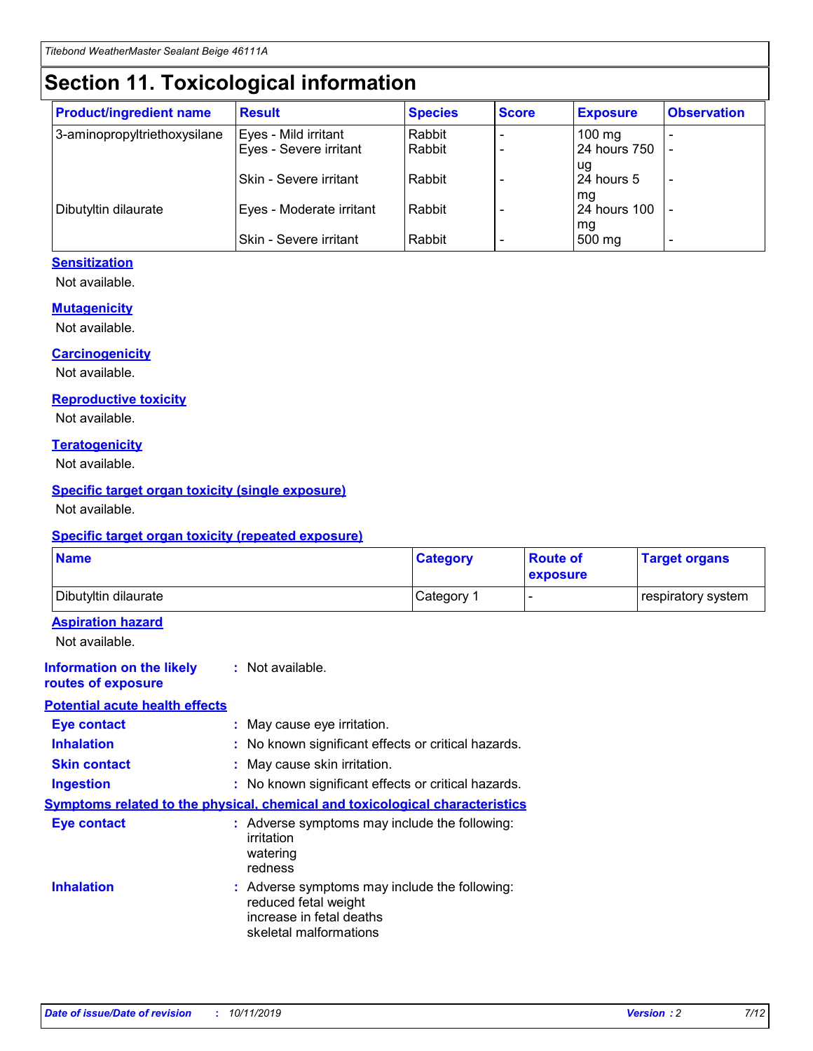# Section 11. Toxicological information

| Product/ingredient name | Result | Species | Score | Exposure | Observation |
|---|---|---|---|---|---|
| 3-aminopropyltriethoxysilane | Eyes - Mild irritant | Rabbit | - | 100 mg | - |
| | Eyes - Severe irritant | Rabbit | - | 24 hours 750 ug | - |
| | Skin - Severe irritant | Rabbit | - | 24 hours 5 mg | - |
| Dibutyltin dilaurate | Eyes - Moderate irritant | Rabbit | - | 24 hours 100 mg | - |
| | Skin - Severe irritant | Rabbit | - | 500 mg | - |

### Sensitization

Not available.

### Mutagenicity

Not available.

### Carcinogenicity

Not available.

### Reproductive toxicity

Not available.

### Teratogenicity

Not available.

### Specific target organ toxicity (single exposure)

Not available.

### Specific target organ toxicity (repeated exposure)

| Name | Category | Route of exposure | Target organs |
|---|---|---|---|
| Dibutyltin dilaurate | Category 1 | - | respiratory system |

### Aspiration hazard

Not available.

**Information on the likely routes of exposure** : Not available.

### Potential acute health effects

**Eye contact** : May cause eye irritation.

**Inhalation** : No known significant effects or critical hazards.

**Skin contact** : May cause skin irritation.

**Ingestion** : No known significant effects or critical hazards.

### Symptoms related to the physical, chemical and toxicological characteristics

**Eye contact** : Adverse symptoms may include the following:
irritation
watering
redness

**Inhalation** : Adverse symptoms may include the following:
reduced fetal weight
increase in fetal deaths
skeletal malformations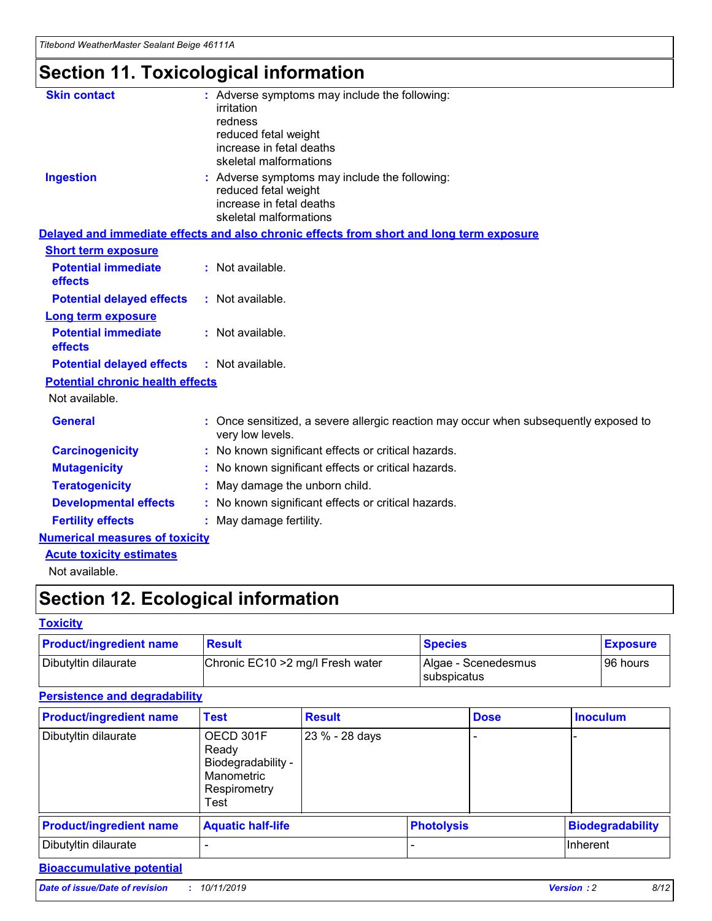# Section 11. Toxicological information

**Skin contact** : Adverse symptoms may include the following:
irritation
redness
reduced fetal weight
increase in fetal deaths
skeletal malformations

**Ingestion** : Adverse symptoms may include the following:
reduced fetal weight
increase in fetal deaths
skeletal malformations

**Delayed and immediate effects and also chronic effects from short and long term exposure**

**Short term exposure**

**Potential immediate effects** : Not available.

**Potential delayed effects** : Not available.

**Long term exposure**

**Potential immediate effects** : Not available.

**Potential delayed effects** : Not available.

**Potential chronic health effects**

Not available.

**General** : Once sensitized, a severe allergic reaction may occur when subsequently exposed to very low levels.

**Carcinogenicity** : No known significant effects or critical hazards.

**Mutagenicity** : No known significant effects or critical hazards.

**Teratogenicity** : May damage the unborn child.

**Developmental effects** : No known significant effects or critical hazards.

**Fertility effects** : May damage fertility.

**Numerical measures of toxicity**

**Acute toxicity estimates**

Not available.

# Section 12. Ecological information

**Toxicity**

| Product/ingredient name | Result | Species | Exposure |
|---|---|---|---|
| Dibutyltin dilaurate | Chronic EC10 >2 mg/l Fresh water | Algae - Scenedesmus subspicatus | 96 hours |

**Persistence and degradability**

| Product/ingredient name | Test | Result | Dose | Inoculum |
|---|---|---|---|---|
| Dibutyltin dilaurate | OECD 301F Ready Biodegradability - Manometric Respirometry Test | 23 % - 28 days | - | - |

| Product/ingredient name | Aquatic half-life | Photolysis | Biodegradability |
|---|---|---|---|
| Dibutyltin dilaurate | - | - | Inherent |

**Bioaccumulative potential**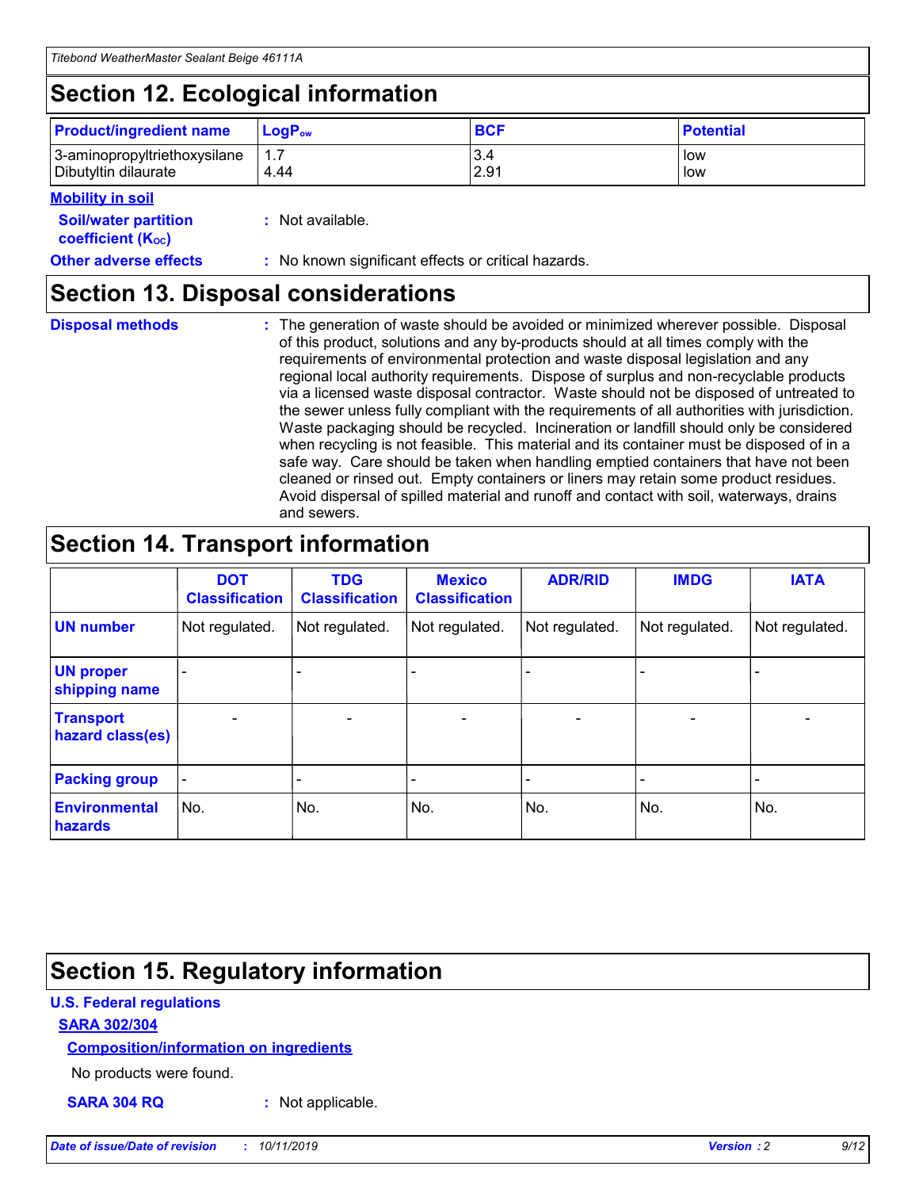## Section 12. Ecological information

| Product/ingredient name | $LogP_{ow}$ | BCF | Potential |
|---|---|---|---|
| 3-aminopropyltriethoxysilane | 1.7 | 3.4 | low |
| Dibutyltin dilaurate | 4.44 | 2.91 | low |

**Mobility in soil**

**Soil/water partition coefficient ($K_{OC}$)** : Not available.

**Other adverse effects** : No known significant effects or critical hazards.

## Section 13. Disposal considerations

**Disposal methods** : The generation of waste should be avoided or minimized wherever possible. Disposal of this product, solutions and any by-products should at all times comply with the requirements of environmental protection and waste disposal legislation and any regional local authority requirements. Dispose of surplus and non-recyclable products via a licensed waste disposal contractor. Waste should not be disposed of untreated to the sewer unless fully compliant with the requirements of all authorities with jurisdiction. Waste packaging should be recycled. Incineration or landfill should only be considered when recycling is not feasible. This material and its container must be disposed of in a safe way. Care should be taken when handling emptied containers that have not been cleaned or rinsed out. Empty containers or liners may retain some product residues. Avoid dispersal of spilled material and runoff and contact with soil, waterways, drains and sewers.

## Section 14. Transport information

| | DOT Classification | TDG Classification | Mexico Classification | ADR/RID | IMDG | IATA |
|---|---|---|---|---|---|---|
| **UN number** | Not regulated. | Not regulated. | Not regulated. | Not regulated. | Not regulated. | Not regulated. |
| **UN proper shipping name** | - | - | - | - | - | - |
| **Transport hazard class(es)** | - | - | - | - | - | - |
| **Packing group** | - | - | - | - | - | - |
| **Environmental hazards** | No. | No. | No. | No. | No. | No. |

## Section 15. Regulatory information

**U.S. Federal regulations**

**SARA 302/304**

**Composition/information on ingredients**

No products were found.

**SARA 304 RQ** : Not applicable.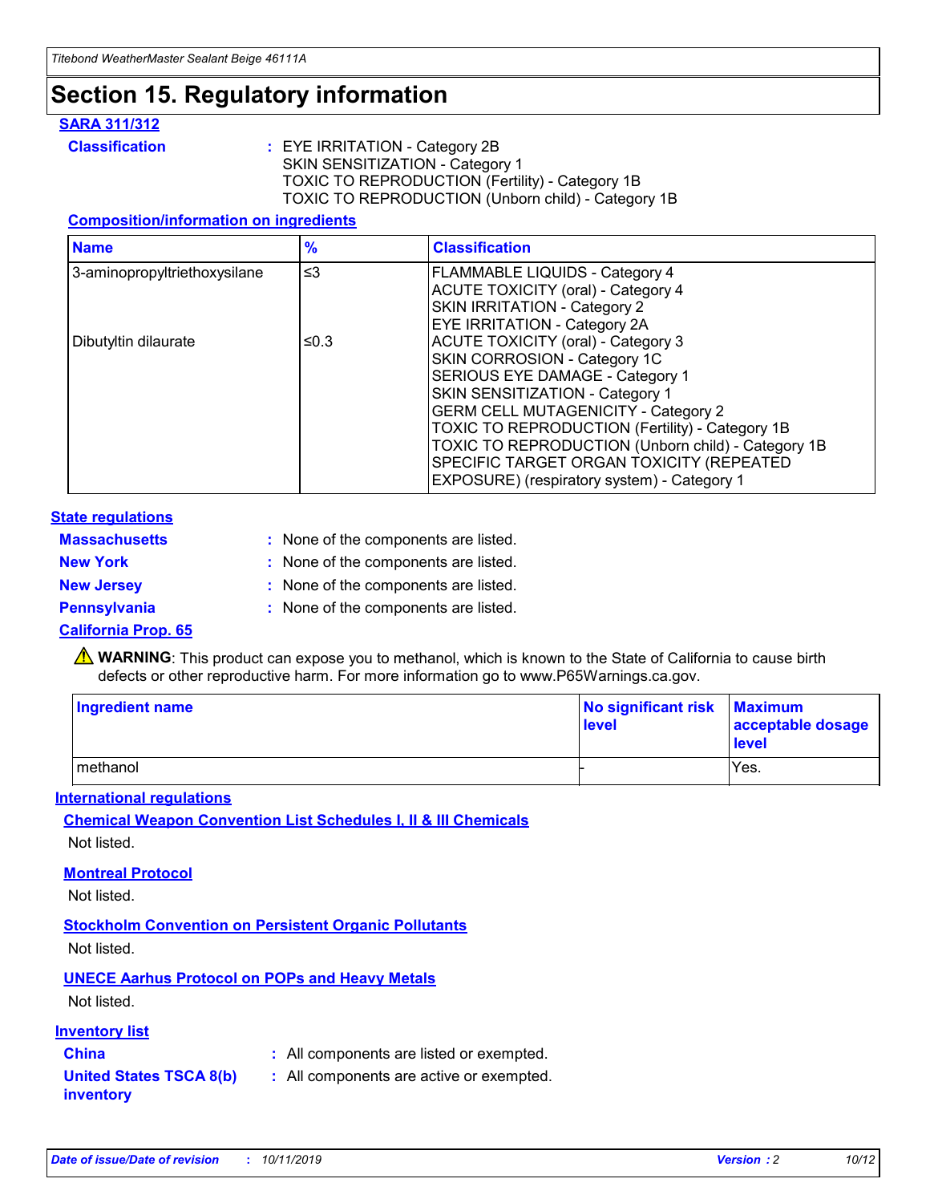# Section 15. Regulatory information

**SARA 311/312**

**Classification** : EYE IRRITATION - Category 2B
SKIN SENSITIZATION - Category 1
TOXIC TO REPRODUCTION (Fertility) - Category 1B
TOXIC TO REPRODUCTION (Unborn child) - Category 1B

**Composition/information on ingredients**

| Name | % | Classification |
|---|---|---|
| 3-aminopropyltriethoxysilane | ≤3 | FLAMMABLE LIQUIDS - Category 4<br>ACUTE TOXICITY (oral) - Category 4<br>SKIN IRRITATION - Category 2<br>EYE IRRITATION - Category 2A |
| Dibutyltin dilaurate | ≤0.3 | ACUTE TOXICITY (oral) - Category 3<br>SKIN CORROSION - Category 1C<br>SERIOUS EYE DAMAGE - Category 1<br>SKIN SENSITIZATION - Category 1<br>GERM CELL MUTAGENICITY - Category 2<br>TOXIC TO REPRODUCTION (Fertility) - Category 1B<br>TOXIC TO REPRODUCTION (Unborn child) - Category 1B<br>SPECIFIC TARGET ORGAN TOXICITY (REPEATED EXPOSURE) (respiratory system) - Category 1 |

**State regulations**

**Massachusetts** : None of the components are listed.

**New York** : None of the components are listed.

**New Jersey** : None of the components are listed.

**Pennsylvania** : None of the components are listed.

**California Prop. 65**

⚠ **WARNING**: This product can expose you to methanol, which is known to the State of California to cause birth defects or other reproductive harm. For more information go to www.P65Warnings.ca.gov.

| Ingredient name | No significant risk level | Maximum acceptable dosage level |
|---|---|---|
| methanol | - | Yes. |

**International regulations**

**Chemical Weapon Convention List Schedules I, II & III Chemicals**

Not listed.

**Montreal Protocol**

Not listed.

**Stockholm Convention on Persistent Organic Pollutants**

Not listed.

**UNECE Aarhus Protocol on POPs and Heavy Metals**

Not listed.

**Inventory list**

**China** : All components are listed or exempted.

**United States TSCA 8(b) inventory** : All components are active or exempted.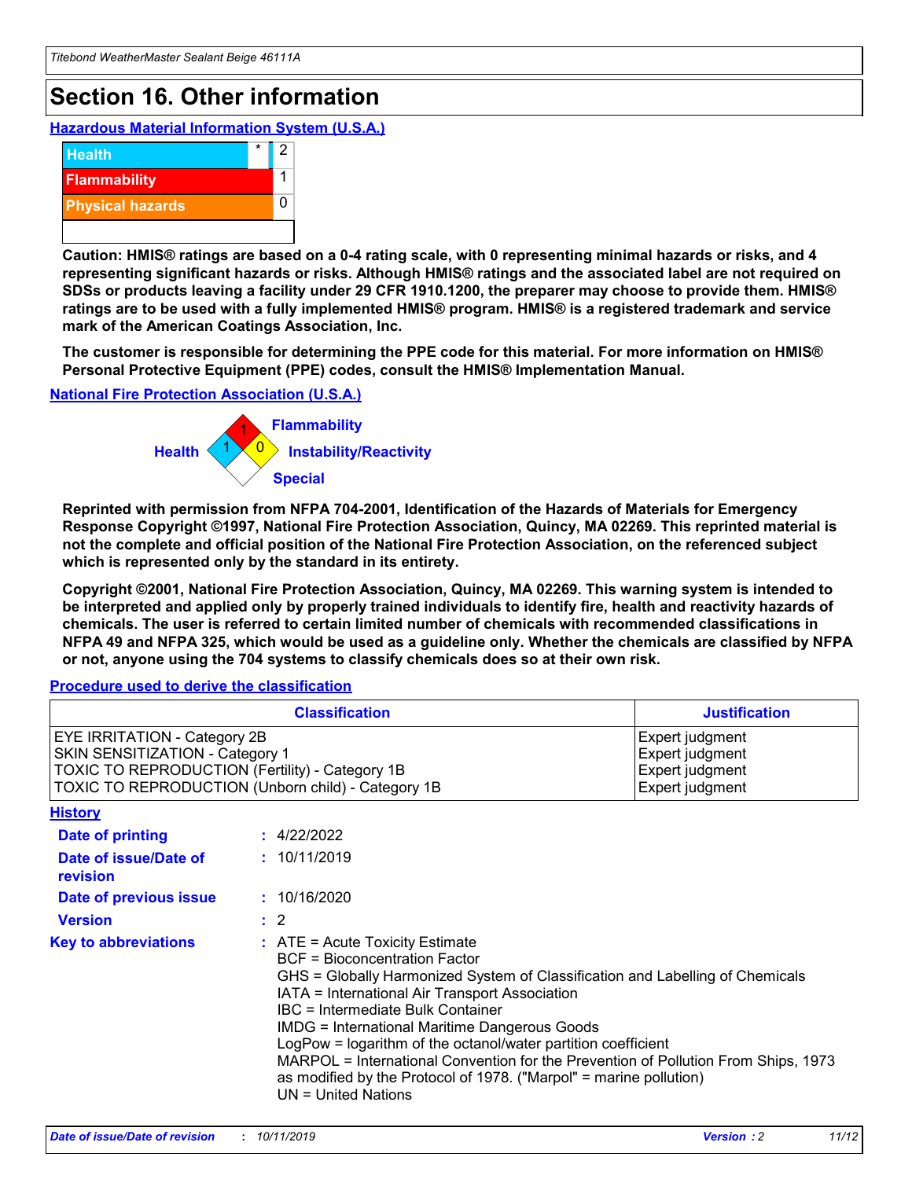# Section 16. Other information

## Hazardous Material Information System (U.S.A.)

| | | |
|---|---|---|
| Health | * | 2 |
| Flammability | | 1 |
| Physical hazards | | 0 |
| | | |

**Caution: HMIS® ratings are based on a 0-4 rating scale, with 0 representing minimal hazards or risks, and 4 representing significant hazards or risks. Although HMIS® ratings and the associated label are not required on SDSs or products leaving a facility under 29 CFR 1910.1200, the preparer may choose to provide them. HMIS® ratings are to be used with a fully implemented HMIS® program. HMIS® is a registered trademark and service mark of the American Coatings Association, Inc.**

**The customer is responsible for determining the PPE code for this material. For more information on HMIS® Personal Protective Equipment (PPE) codes, consult the HMIS® Implementation Manual.**

## National Fire Protection Association (U.S.A.)

Flammability: 1
Health: 1
Instability/Reactivity: 0
Special:

**Reprinted with permission from NFPA 704-2001, Identification of the Hazards of Materials for Emergency Response Copyright ©1997, National Fire Protection Association, Quincy, MA 02269. This reprinted material is not the complete and official position of the National Fire Protection Association, on the referenced subject which is represented only by the standard in its entirety.**

**Copyright ©2001, National Fire Protection Association, Quincy, MA 02269. This warning system is intended to be interpreted and applied only by properly trained individuals to identify fire, health and reactivity hazards of chemicals. The user is referred to certain limited number of chemicals with recommended classifications in NFPA 49 and NFPA 325, which would be used as a guideline only. Whether the chemicals are classified by NFPA or not, anyone using the 704 systems to classify chemicals does so at their own risk.**

## Procedure used to derive the classification

| Classification | Justification |
|---|---|
| EYE IRRITATION - Category 2B | Expert judgment |
| SKIN SENSITIZATION - Category 1 | Expert judgment |
| TOXIC TO REPRODUCTION (Fertility) - Category 1B | Expert judgment |
| TOXIC TO REPRODUCTION (Unborn child) - Category 1B | Expert judgment |

## History

**Date of printing** : 4/22/2022

**Date of issue/Date of revision** : 10/11/2019

**Date of previous issue** : 10/16/2020

**Version** : 2

**Key to abbreviations** : ATE = Acute Toxicity Estimate
BCF = Bioconcentration Factor
GHS = Globally Harmonized System of Classification and Labelling of Chemicals
IATA = International Air Transport Association
IBC = Intermediate Bulk Container
IMDG = International Maritime Dangerous Goods
LogPow = logarithm of the octanol/water partition coefficient
MARPOL = International Convention for the Prevention of Pollution From Ships, 1973 as modified by the Protocol of 1978. ("Marpol" = marine pollution)
UN = United Nations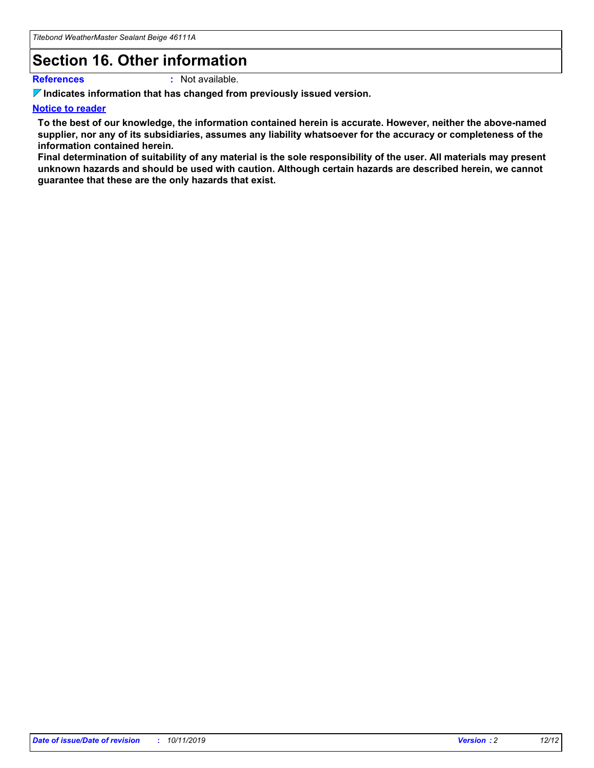# Section 16. Other information

**References** : Not available.

**Indicates information that has changed from previously issued version.**

**Notice to reader**

**To the best of our knowledge, the information contained herein is accurate. However, neither the above-named supplier, nor any of its subsidiaries, assumes any liability whatsoever for the accuracy or completeness of the information contained herein.**

**Final determination of suitability of any material is the sole responsibility of the user. All materials may present unknown hazards and should be used with caution. Although certain hazards are described herein, we cannot guarantee that these are the only hazards that exist.**